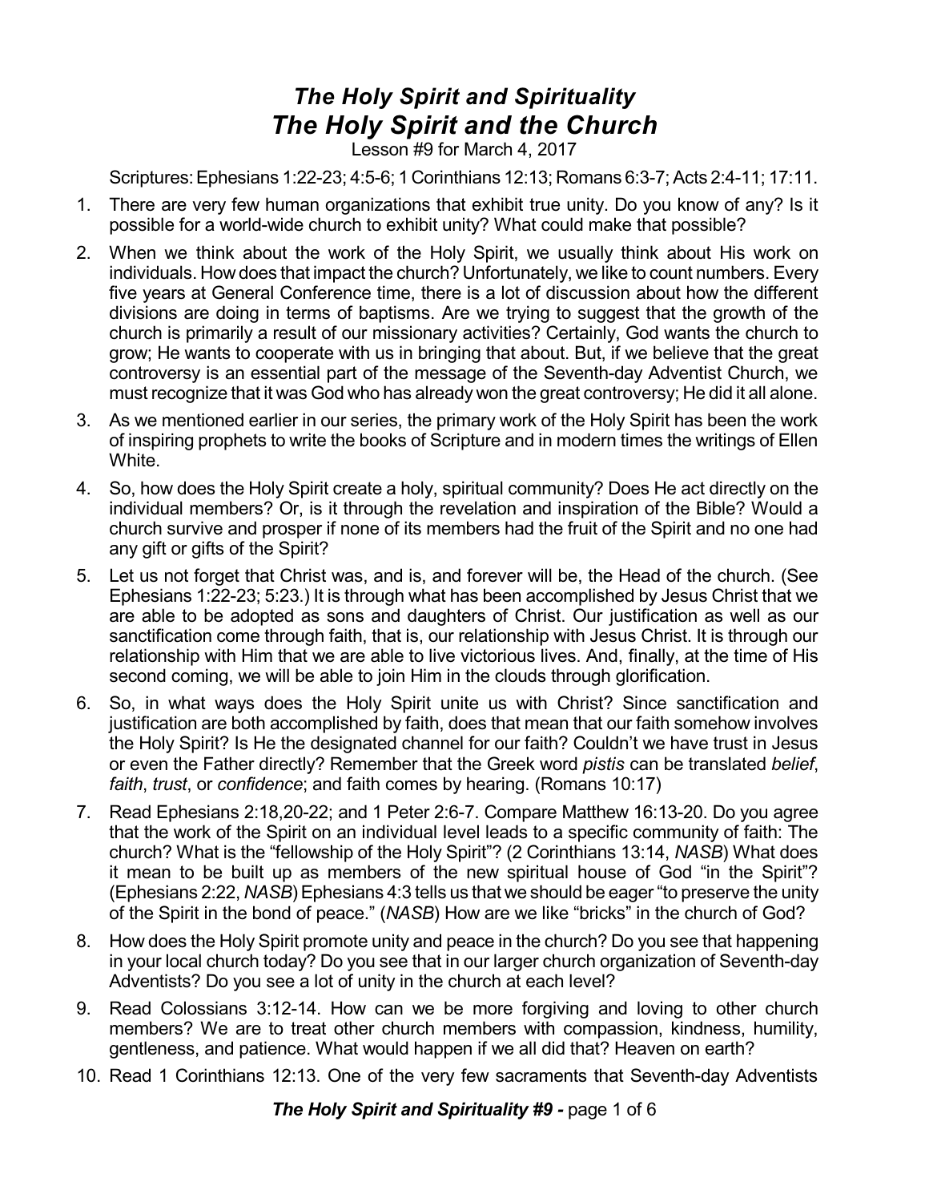# *The Holy Spirit and Spirituality*
# *The Holy Spirit and the Church*

Lesson #9 for March 4, 2017

Scriptures: Ephesians 1:22-23; 4:5-6; 1 Corinthians 12:13; Romans 6:3-7; Acts 2:4-11; 17:11.

1. There are very few human organizations that exhibit true unity. Do you know of any? Is it possible for a world-wide church to exhibit unity? What could make that possible?
2. When we think about the work of the Holy Spirit, we usually think about His work on individuals. How does that impact the church? Unfortunately, we like to count numbers. Every five years at General Conference time, there is a lot of discussion about how the different divisions are doing in terms of baptisms. Are we trying to suggest that the growth of the church is primarily a result of our missionary activities? Certainly, God wants the church to grow; He wants to cooperate with us in bringing that about. But, if we believe that the great controversy is an essential part of the message of the Seventh-day Adventist Church, we must recognize that it was God who has already won the great controversy; He did it all alone.
3. As we mentioned earlier in our series, the primary work of the Holy Spirit has been the work of inspiring prophets to write the books of Scripture and in modern times the writings of Ellen White.
4. So, how does the Holy Spirit create a holy, spiritual community? Does He act directly on the individual members? Or, is it through the revelation and inspiration of the Bible? Would a church survive and prosper if none of its members had the fruit of the Spirit and no one had any gift or gifts of the Spirit?
5. Let us not forget that Christ was, and is, and forever will be, the Head of the church. (See Ephesians 1:22-23; 5:23.) It is through what has been accomplished by Jesus Christ that we are able to be adopted as sons and daughters of Christ. Our justification as well as our sanctification come through faith, that is, our relationship with Jesus Christ. It is through our relationship with Him that we are able to live victorious lives. And, finally, at the time of His second coming, we will be able to join Him in the clouds through glorification.
6. So, in what ways does the Holy Spirit unite us with Christ? Since sanctification and justification are both accomplished by faith, does that mean that our faith somehow involves the Holy Spirit? Is He the designated channel for our faith? Couldn't we have trust in Jesus or even the Father directly? Remember that the Greek word *pistis* can be translated *belief*, *faith*, *trust*, or *confidence*; and faith comes by hearing. (Romans 10:17)
7. Read Ephesians 2:18,20-22; and 1 Peter 2:6-7. Compare Matthew 16:13-20. Do you agree that the work of the Spirit on an individual level leads to a specific community of faith: The church? What is the "fellowship of the Holy Spirit"? (2 Corinthians 13:14, *NASB*) What does it mean to be built up as members of the new spiritual house of God "in the Spirit"? (Ephesians 2:22, *NASB*) Ephesians 4:3 tells us that we should be eager "to preserve the unity of the Spirit in the bond of peace." (*NASB*) How are we like "bricks" in the church of God?
8. How does the Holy Spirit promote unity and peace in the church? Do you see that happening in your local church today? Do you see that in our larger church organization of Seventh-day Adventists? Do you see a lot of unity in the church at each level?
9. Read Colossians 3:12-14. How can we be more forgiving and loving to other church members? We are to treat other church members with compassion, kindness, humility, gentleness, and patience. What would happen if we all did that? Heaven on earth?
10. Read 1 Corinthians 12:13. One of the very few sacraments that Seventh-day Adventists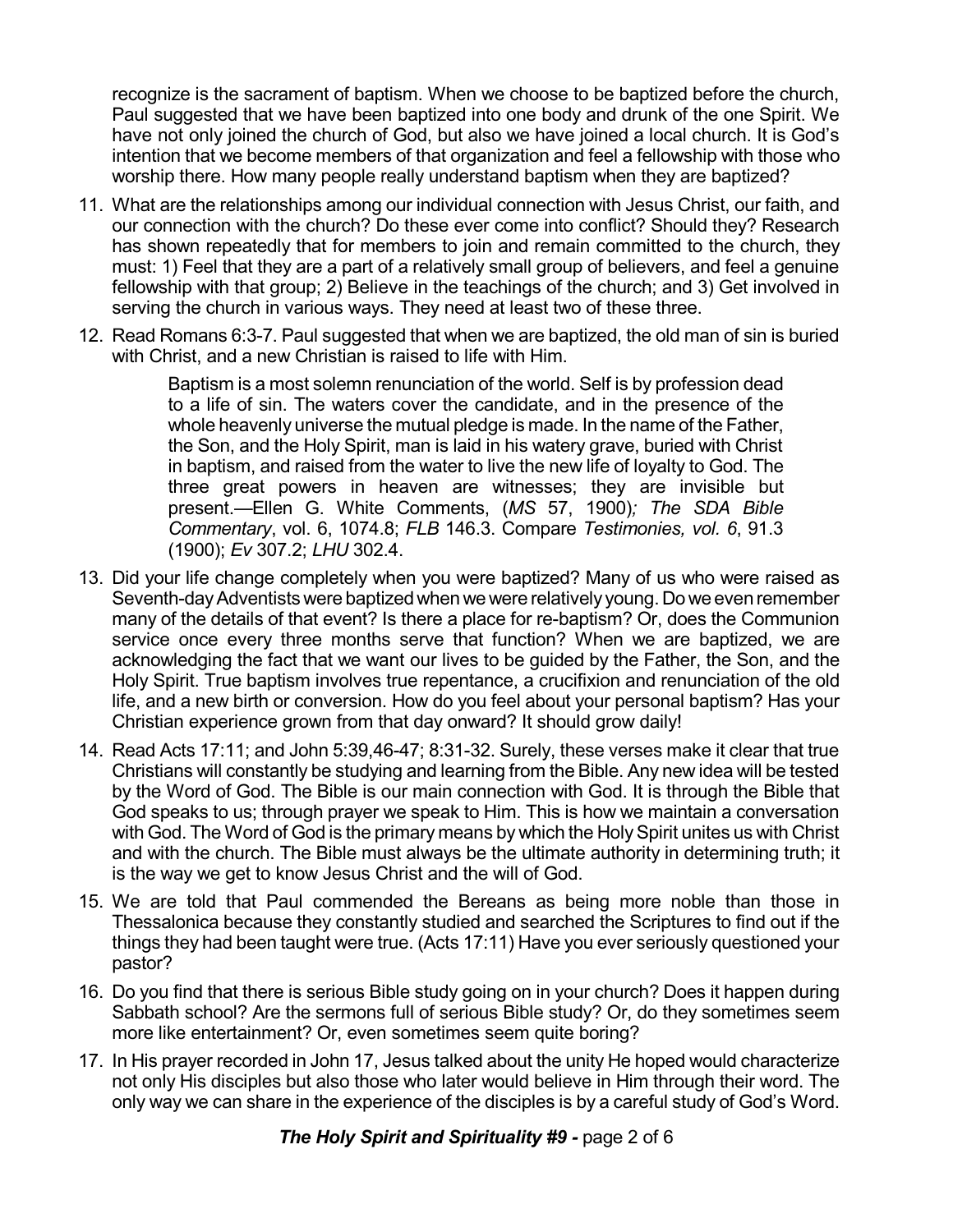recognize is the sacrament of baptism. When we choose to be baptized before the church, Paul suggested that we have been baptized into one body and drunk of the one Spirit. We have not only joined the church of God, but also we have joined a local church. It is God's intention that we become members of that organization and feel a fellowship with those who worship there. How many people really understand baptism when they are baptized?

11. What are the relationships among our individual connection with Jesus Christ, our faith, and our connection with the church? Do these ever come into conflict? Should they? Research has shown repeatedly that for members to join and remain committed to the church, they must: 1) Feel that they are a part of a relatively small group of believers, and feel a genuine fellowship with that group; 2) Believe in the teachings of the church; and 3) Get involved in serving the church in various ways. They need at least two of these three.

12. Read Romans 6:3-7. Paul suggested that when we are baptized, the old man of sin is buried with Christ, and a new Christian is raised to life with Him.

    > Baptism is a most solemn renunciation of the world. Self is by profession dead to a life of sin. The waters cover the candidate, and in the presence of the whole heavenly universe the mutual pledge is made. In the name of the Father, the Son, and the Holy Spirit, man is laid in his watery grave, buried with Christ in baptism, and raised from the water to live the new life of loyalty to God. The three great powers in heaven are witnesses; they are invisible but present.—Ellen G. White Comments, (*MS* 57, 1900)*; The SDA Bible Commentary*, vol. 6, 1074.8; *FLB* 146.3. Compare *Testimonies, vol. 6*, 91.3 (1900); *Ev* 307.2; *LHU* 302.4.

13. Did your life change completely when you were baptized? Many of us who were raised as Seventh-day Adventists were baptized when we were relatively young. Do we even remember many of the details of that event? Is there a place for re-baptism? Or, does the Communion service once every three months serve that function? When we are baptized, we are acknowledging the fact that we want our lives to be guided by the Father, the Son, and the Holy Spirit. True baptism involves true repentance, a crucifixion and renunciation of the old life, and a new birth or conversion. How do you feel about your personal baptism? Has your Christian experience grown from that day onward? It should grow daily!

14. Read Acts 17:11; and John 5:39,46-47; 8:31-32. Surely, these verses make it clear that true Christians will constantly be studying and learning from the Bible. Any new idea will be tested by the Word of God. The Bible is our main connection with God. It is through the Bible that God speaks to us; through prayer we speak to Him. This is how we maintain a conversation with God. The Word of God is the primary means by which the Holy Spirit unites us with Christ and with the church. The Bible must always be the ultimate authority in determining truth; it is the way we get to know Jesus Christ and the will of God.

15. We are told that Paul commended the Bereans as being more noble than those in Thessalonica because they constantly studied and searched the Scriptures to find out if the things they had been taught were true. (Acts 17:11) Have you ever seriously questioned your pastor?

16. Do you find that there is serious Bible study going on in your church? Does it happen during Sabbath school? Are the sermons full of serious Bible study? Or, do they sometimes seem more like entertainment? Or, even sometimes seem quite boring?

17. In His prayer recorded in John 17, Jesus talked about the unity He hoped would characterize not only His disciples but also those who later would believe in Him through their word. The only way we can share in the experience of the disciples is by a careful study of God's Word.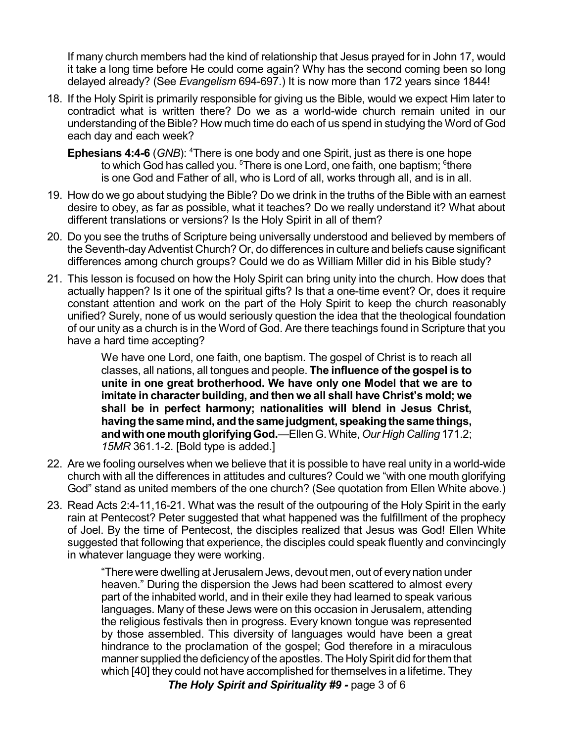If many church members had the kind of relationship that Jesus prayed for in John 17, would it take a long time before He could come again? Why has the second coming been so long delayed already? (See *Evangelism* 694-697.) It is now more than 172 years since 1844!

18. If the Holy Spirit is primarily responsible for giving us the Bible, would we expect Him later to contradict what is written there? Do we as a world-wide church remain united in our understanding of the Bible? How much time do each of us spend in studying the Word of God each day and each week?

    **Ephesians 4:4-6** (*GNB*): [4]There is one body and one Spirit, just as there is one hope to which God has called you. [5]There is one Lord, one faith, one baptism; [6]there is one God and Father of all, who is Lord of all, works through all, and is in all.

19. How do we go about studying the Bible? Do we drink in the truths of the Bible with an earnest desire to obey, as far as possible, what it teaches? Do we really understand it? What about different translations or versions? Is the Holy Spirit in all of them?

20. Do you see the truths of Scripture being universally understood and believed by members of the Seventh-day Adventist Church? Or, do differences in culture and beliefs cause significant differences among church groups? Could we do as William Miller did in his Bible study?

21. This lesson is focused on how the Holy Spirit can bring unity into the church. How does that actually happen? Is it one of the spiritual gifts? Is that a one-time event? Or, does it require constant attention and work on the part of the Holy Spirit to keep the church reasonably unified? Surely, none of us would seriously question the idea that the theological foundation of our unity as a church is in the Word of God. Are there teachings found in Scripture that you have a hard time accepting?

    > We have one Lord, one faith, one baptism. The gospel of Christ is to reach all classes, all nations, all tongues and people. **The influence of the gospel is to unite in one great brotherhood. We have only one Model that we are to imitate in character building, and then we all shall have Christ's mold; we shall be in perfect harmony; nationalities will blend in Jesus Christ, having the same mind, and the same judgment, speaking the same things, and with one mouth glorifying God.**—Ellen G. White, *Our High Calling* 171.2; *15MR* 361.1-2. [Bold type is added.]

22. Are we fooling ourselves when we believe that it is possible to have real unity in a world-wide church with all the differences in attitudes and cultures? Could we "with one mouth glorifying God" stand as united members of the one church? (See quotation from Ellen White above.)

23. Read Acts 2:4-11,16-21. What was the result of the outpouring of the Holy Spirit in the early rain at Pentecost? Peter suggested that what happened was the fulfillment of the prophecy of Joel. By the time of Pentecost, the disciples realized that Jesus was God! Ellen White suggested that following that experience, the disciples could speak fluently and convincingly in whatever language they were working.

    > "There were dwelling at Jerusalem Jews, devout men, out of every nation under heaven." During the dispersion the Jews had been scattered to almost every part of the inhabited world, and in their exile they had learned to speak various languages. Many of these Jews were on this occasion in Jerusalem, attending the religious festivals then in progress. Every known tongue was represented by those assembled. This diversity of languages would have been a great hindrance to the proclamation of the gospel; God therefore in a miraculous manner supplied the deficiency of the apostles. The Holy Spirit did for them that which [40] they could not have accomplished for themselves in a lifetime. They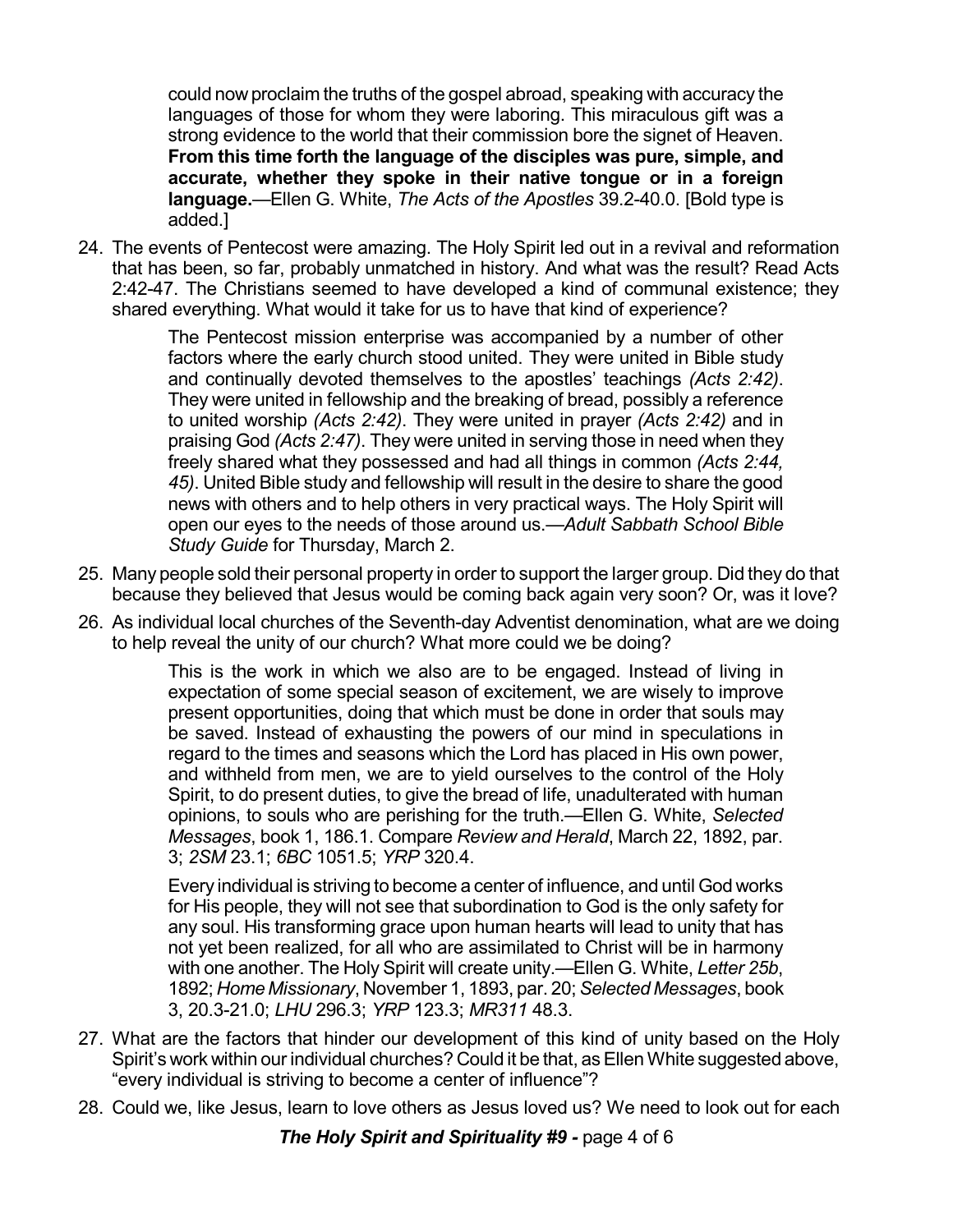could now proclaim the truths of the gospel abroad, speaking with accuracy the languages of those for whom they were laboring. This miraculous gift was a strong evidence to the world that their commission bore the signet of Heaven. **From this time forth the language of the disciples was pure, simple, and accurate, whether they spoke in their native tongue or in a foreign language.**—Ellen G. White, *The Acts of the Apostles* 39.2-40.0. [Bold type is added.]

24. The events of Pentecost were amazing. The Holy Spirit led out in a revival and reformation that has been, so far, probably unmatched in history. And what was the result? Read Acts 2:42-47. The Christians seemed to have developed a kind of communal existence; they shared everything. What would it take for us to have that kind of experience?

> The Pentecost mission enterprise was accompanied by a number of other factors where the early church stood united. They were united in Bible study and continually devoted themselves to the apostles' teachings *(Acts 2:42)*. They were united in fellowship and the breaking of bread, possibly a reference to united worship *(Acts 2:42)*. They were united in prayer *(Acts 2:42)* and in praising God *(Acts 2:47)*. They were united in serving those in need when they freely shared what they possessed and had all things in common *(Acts 2:44, 45)*. United Bible study and fellowship will result in the desire to share the good news with others and to help others in very practical ways. The Holy Spirit will open our eyes to the needs of those around us.—*Adult Sabbath School Bible Study Guide* for Thursday, March 2.

25. Many people sold their personal property in order to support the larger group. Did they do that because they believed that Jesus would be coming back again very soon? Or, was it love?

26. As individual local churches of the Seventh-day Adventist denomination, what are we doing to help reveal the unity of our church? What more could we be doing?

> This is the work in which we also are to be engaged. Instead of living in expectation of some special season of excitement, we are wisely to improve present opportunities, doing that which must be done in order that souls may be saved. Instead of exhausting the powers of our mind in speculations in regard to the times and seasons which the Lord has placed in His own power, and withheld from men, we are to yield ourselves to the control of the Holy Spirit, to do present duties, to give the bread of life, unadulterated with human opinions, to souls who are perishing for the truth.—Ellen G. White, *Selected Messages*, book 1, 186.1. Compare *Review and Herald*, March 22, 1892, par. 3; *2SM* 23.1; *6BC* 1051.5; *YRP* 320.4.
>
> Every individual is striving to become a center of influence, and until God works for His people, they will not see that subordination to God is the only safety for any soul. His transforming grace upon human hearts will lead to unity that has not yet been realized, for all who are assimilated to Christ will be in harmony with one another. The Holy Spirit will create unity.—Ellen G. White, *Letter 25b*, 1892; *Home Missionary*, November 1, 1893, par. 20; *Selected Messages*, book 3, 20.3-21.0; *LHU* 296.3; *YRP* 123.3; *MR311* 48.3.

27. What are the factors that hinder our development of this kind of unity based on the Holy Spirit's work within our individual churches? Could it be that, as Ellen White suggested above, "every individual is striving to become a center of influence"?

28. Could we, like Jesus, learn to love others as Jesus loved us? We need to look out for each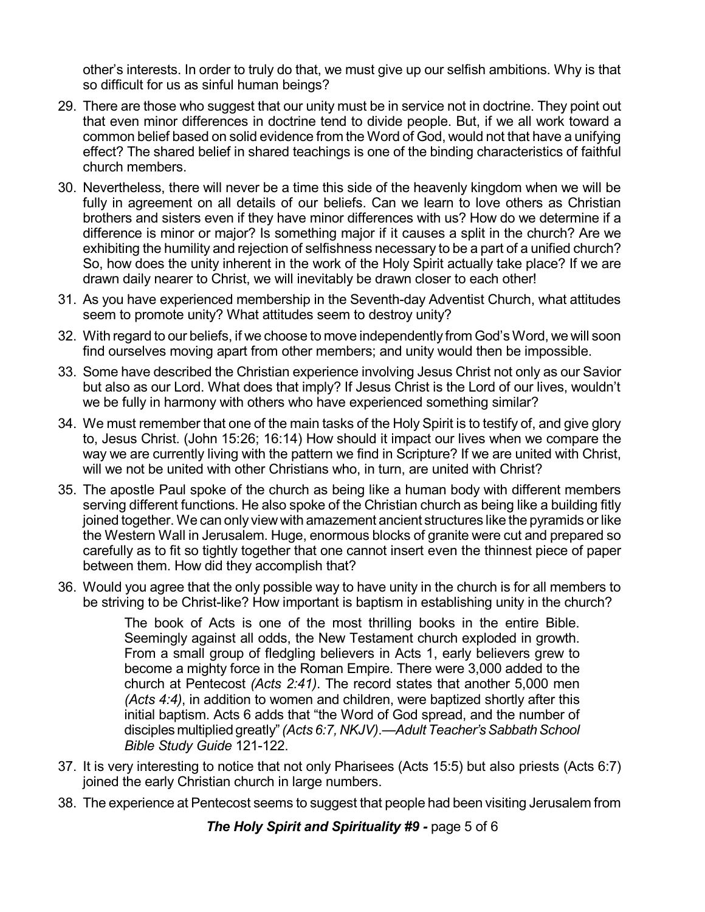other's interests. In order to truly do that, we must give up our selfish ambitions. Why is that so difficult for us as sinful human beings?

29. There are those who suggest that our unity must be in service not in doctrine. They point out that even minor differences in doctrine tend to divide people. But, if we all work toward a common belief based on solid evidence from the Word of God, would not that have a unifying effect? The shared belief in shared teachings is one of the binding characteristics of faithful church members.
30. Nevertheless, there will never be a time this side of the heavenly kingdom when we will be fully in agreement on all details of our beliefs. Can we learn to love others as Christian brothers and sisters even if they have minor differences with us? How do we determine if a difference is minor or major? Is something major if it causes a split in the church? Are we exhibiting the humility and rejection of selfishness necessary to be a part of a unified church? So, how does the unity inherent in the work of the Holy Spirit actually take place? If we are drawn daily nearer to Christ, we will inevitably be drawn closer to each other!
31. As you have experienced membership in the Seventh-day Adventist Church, what attitudes seem to promote unity? What attitudes seem to destroy unity?
32. With regard to our beliefs, if we choose to move independently from God's Word, we will soon find ourselves moving apart from other members; and unity would then be impossible.
33. Some have described the Christian experience involving Jesus Christ not only as our Savior but also as our Lord. What does that imply? If Jesus Christ is the Lord of our lives, wouldn't we be fully in harmony with others who have experienced something similar?
34. We must remember that one of the main tasks of the Holy Spirit is to testify of, and give glory to, Jesus Christ. (John 15:26; 16:14) How should it impact our lives when we compare the way we are currently living with the pattern we find in Scripture? If we are united with Christ, will we not be united with other Christians who, in turn, are united with Christ?
35. The apostle Paul spoke of the church as being like a human body with different members serving different functions. He also spoke of the Christian church as being like a building fitly joined together. We can only view with amazement ancient structures like the pyramids or like the Western Wall in Jerusalem. Huge, enormous blocks of granite were cut and prepared so carefully as to fit so tightly together that one cannot insert even the thinnest piece of paper between them. How did they accomplish that?
36. Would you agree that the only possible way to have unity in the church is for all members to be striving to be Christ-like? How important is baptism in establishing unity in the church?

> The book of Acts is one of the most thrilling books in the entire Bible. Seemingly against all odds, the New Testament church exploded in growth. From a small group of fledgling believers in Acts 1, early believers grew to become a mighty force in the Roman Empire. There were 3,000 added to the church at Pentecost *(Acts 2:41)*. The record states that another 5,000 men *(Acts 4:4)*, in addition to women and children, were baptized shortly after this initial baptism. Acts 6 adds that "the Word of God spread, and the number of disciples multiplied greatly" *(Acts 6:7, NKJV).—Adult Teacher's Sabbath School Bible Study Guide* 121-122.

37. It is very interesting to notice that not only Pharisees (Acts 15:5) but also priests (Acts 6:7) joined the early Christian church in large numbers.
38. The experience at Pentecost seems to suggest that people had been visiting Jerusalem from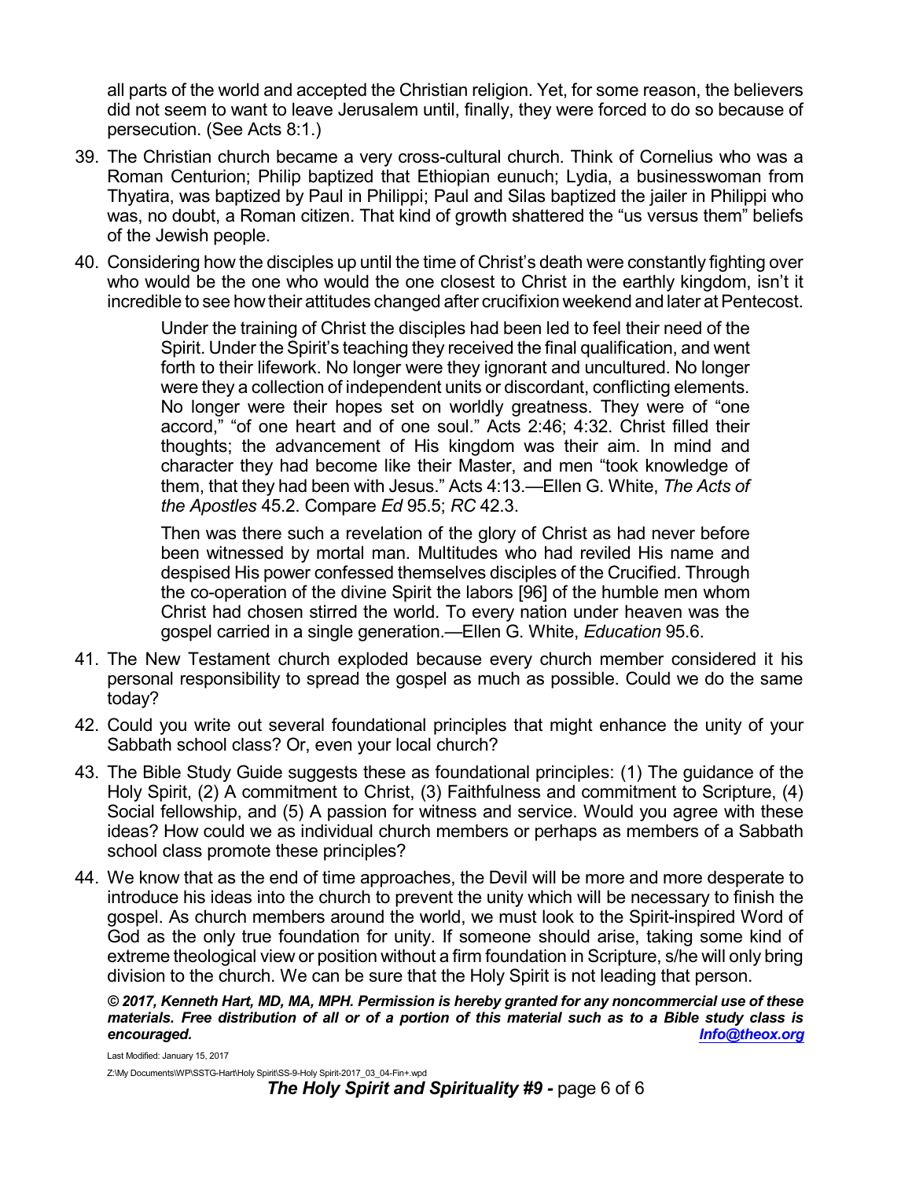all parts of the world and accepted the Christian religion. Yet, for some reason, the believers did not seem to want to leave Jerusalem until, finally, they were forced to do so because of persecution. (See Acts 8:1.)

39. The Christian church became a very cross-cultural church. Think of Cornelius who was a Roman Centurion; Philip baptized that Ethiopian eunuch; Lydia, a businesswoman from Thyatira, was baptized by Paul in Philippi; Paul and Silas baptized the jailer in Philippi who was, no doubt, a Roman citizen. That kind of growth shattered the "us versus them" beliefs of the Jewish people.

40. Considering how the disciples up until the time of Christ's death were constantly fighting over who would be the one who would the one closest to Christ in the earthly kingdom, isn't it incredible to see how their attitudes changed after crucifixion weekend and later at Pentecost.

    > Under the training of Christ the disciples had been led to feel their need of the Spirit. Under the Spirit's teaching they received the final qualification, and went forth to their lifework. No longer were they ignorant and uncultured. No longer were they a collection of independent units or discordant, conflicting elements. No longer were their hopes set on worldly greatness. They were of "one accord," "of one heart and of one soul." Acts 2:46; 4:32. Christ filled their thoughts; the advancement of His kingdom was their aim. In mind and character they had become like their Master, and men "took knowledge of them, that they had been with Jesus." Acts 4:13.—Ellen G. White, *The Acts of the Apostles* 45.2. Compare *Ed* 95.5; *RC* 42.3.

    > Then was there such a revelation of the glory of Christ as had never before been witnessed by mortal man. Multitudes who had reviled His name and despised His power confessed themselves disciples of the Crucified. Through the co-operation of the divine Spirit the labors [96] of the humble men whom Christ had chosen stirred the world. To every nation under heaven was the gospel carried in a single generation.—Ellen G. White, *Education* 95.6.

41. The New Testament church exploded because every church member considered it his personal responsibility to spread the gospel as much as possible. Could we do the same today?

42. Could you write out several foundational principles that might enhance the unity of your Sabbath school class? Or, even your local church?

43. The Bible Study Guide suggests these as foundational principles: (1) The guidance of the Holy Spirit, (2) A commitment to Christ, (3) Faithfulness and commitment to Scripture, (4) Social fellowship, and (5) A passion for witness and service. Would you agree with these ideas? How could we as individual church members or perhaps as members of a Sabbath school class promote these principles?

44. We know that as the end of time approaches, the Devil will be more and more desperate to introduce his ideas into the church to prevent the unity which will be necessary to finish the gospel. As church members around the world, we must look to the Spirit-inspired Word of God as the only true foundation for unity. If someone should arise, taking some kind of extreme theological view or position without a firm foundation in Scripture, s/he will only bring division to the church. We can be sure that the Holy Spirit is not leading that person.

***© 2017, Kenneth Hart, MD, MA, MPH. Permission is hereby granted for any noncommercial use of these materials. Free distribution of all or of a portion of this material such as to a Bible study class is encouraged.*** ***Info@theox.org***

Last Modified: January 15, 2017

Z:\My Documents\WP\SSTG-Hart\Holy Spirit\SS-9-Holy Spirit-2017_03_04-Fin+.wpd